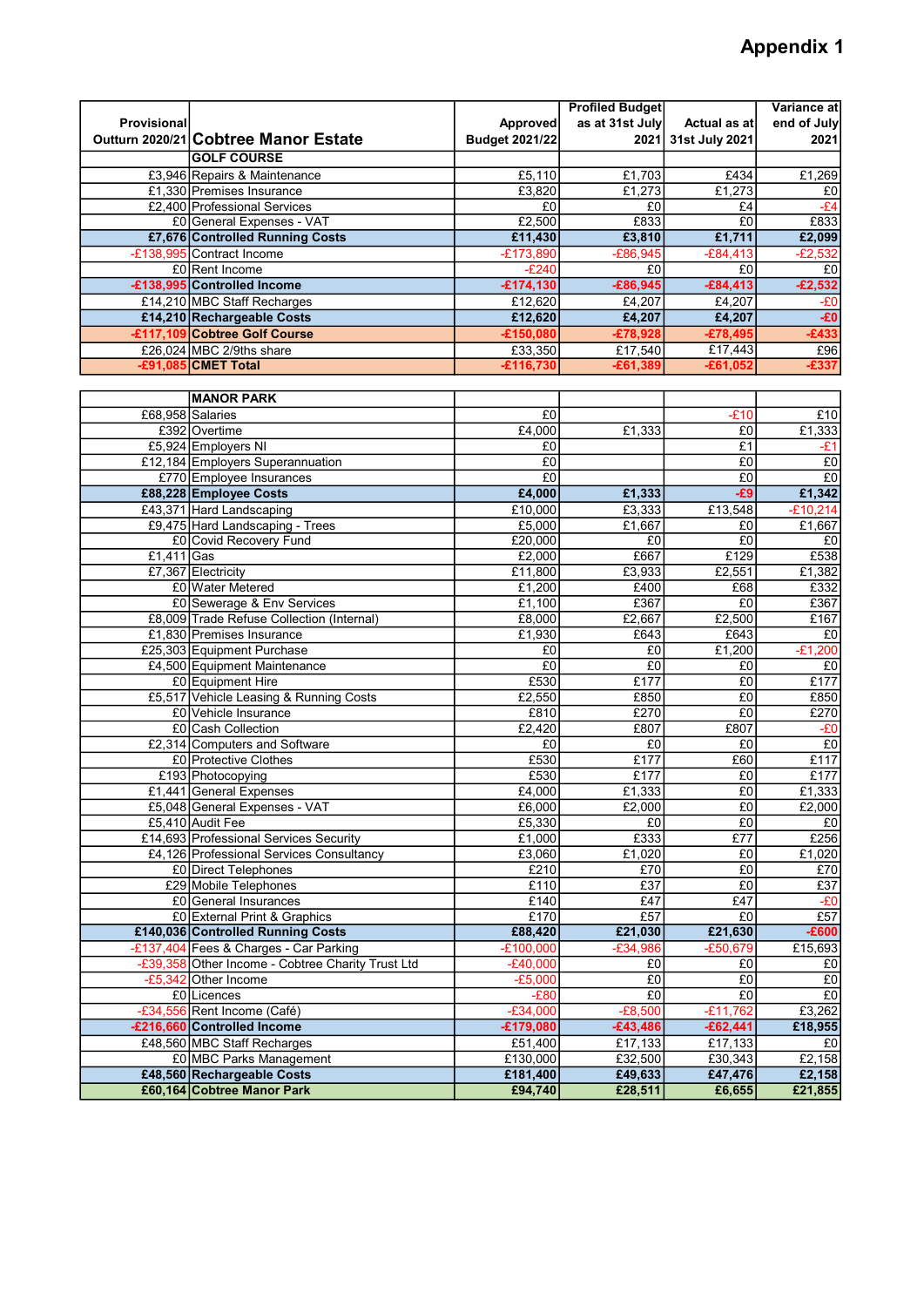# Appendix 1

| Provisional Outturn 2020/21 | Cobtree Manor Estate | Approved Budget 2021/22 | Profiled Budget as at 31st July 2021 | Actual as at 31st July 2021 | Variance at end of July 2021 |
|---|---|---|---|---|---|
| | **GOLF COURSE** | | | | |
| £3,946 | Repairs & Maintenance | £5,110 | £1,703 | £434 | £1,269 |
| £1,330 | Premises Insurance | £3,820 | £1,273 | £1,273 | £0 |
| £2,400 | Professional Services | £0 | £0 | £4 | -£4 |
| £0 | General Expenses - VAT | £2,500 | £833 | £0 | £833 |
| **£7,676** | **Controlled Running Costs** | **£11,430** | **£3,810** | **£1,711** | **£2,099** |
| -£138,995 | Contract Income | -£173,890 | -£86,945 | -£84,413 | -£2,532 |
| £0 | Rent Income | -£240 | £0 | £0 | £0 |
| **-£138,995** | **Controlled Income** | **-£174,130** | **-£86,945** | **-£84,413** | **-£2,532** |
| £14,210 | MBC Staff Recharges | £12,620 | £4,207 | £4,207 | -£0 |
| **£14,210** | **Rechargeable Costs** | **£12,620** | **£4,207** | **£4,207** | **-£0** |
| **-£117,109** | **Cobtree Golf Course** | **-£150,080** | **-£78,928** | **-£78,495** | **-£433** |
| £26,024 | MBC 2/9ths share | £33,350 | £17,540 | £17,443 | £96 |
| **-£91,085** | **CMET Total** | **-£116,730** | **-£61,389** | **-£61,052** | **-£337** |

| Provisional Outturn 2020/21 | | Approved Budget 2021/22 | Profiled Budget as at 31st July 2021 | Actual as at 31st July 2021 | Variance at end of July 2021 |
|---|---|---|---|---|---|
| | **MANOR PARK** | | | | |
| £68,958 | Salaries | £0 | | -£10 | £10 |
| £392 | Overtime | £4,000 | £1,333 | £0 | £1,333 |
| £5,924 | Employers NI | £0 | | £1 | -£1 |
| £12,184 | Employers Superannuation | £0 | | £0 | £0 |
| £770 | Employee Insurances | £0 | | £0 | £0 |
| **£88,228** | **Employee Costs** | **£4,000** | **£1,333** | **-£9** | **£1,342** |
| £43,371 | Hard Landscaping | £10,000 | £3,333 | £13,548 | -£10,214 |
| £9,475 | Hard Landscaping - Trees | £5,000 | £1,667 | £0 | £1,667 |
| £0 | Covid Recovery Fund | £20,000 | £0 | £0 | £0 |
| £1,411 | Gas | £2,000 | £667 | £129 | £538 |
| £7,367 | Electricity | £11,800 | £3,933 | £2,551 | £1,382 |
| £0 | Water Metered | £1,200 | £400 | £68 | £332 |
| £0 | Sewerage & Env Services | £1,100 | £367 | £0 | £367 |
| £8,009 | Trade Refuse Collection (Internal) | £8,000 | £2,667 | £2,500 | £167 |
| £1,830 | Premises Insurance | £1,930 | £643 | £643 | £0 |
| £25,303 | Equipment Purchase | £0 | £0 | £1,200 | -£1,200 |
| £4,500 | Equipment Maintenance | £0 | £0 | £0 | £0 |
| £0 | Equipment Hire | £530 | £177 | £0 | £177 |
| £5,517 | Vehicle Leasing & Running Costs | £2,550 | £850 | £0 | £850 |
| £0 | Vehicle Insurance | £810 | £270 | £0 | £270 |
| £0 | Cash Collection | £2,420 | £807 | £807 | -£0 |
| £2,314 | Computers and Software | £0 | £0 | £0 | £0 |
| £0 | Protective Clothes | £530 | £177 | £60 | £117 |
| £193 | Photocopying | £530 | £177 | £0 | £177 |
| £1,441 | General Expenses | £4,000 | £1,333 | £0 | £1,333 |
| £5,048 | General Expenses - VAT | £6,000 | £2,000 | £0 | £2,000 |
| £5,410 | Audit Fee | £5,330 | £0 | £0 | £0 |
| £14,693 | Professional Services Security | £1,000 | £333 | £77 | £256 |
| £4,126 | Professional Services Consultancy | £3,060 | £1,020 | £0 | £1,020 |
| £0 | Direct Telephones | £210 | £70 | £0 | £70 |
| £29 | Mobile Telephones | £110 | £37 | £0 | £37 |
| £0 | General Insurances | £140 | £47 | £47 | -£0 |
| £0 | External Print & Graphics | £170 | £57 | £0 | £57 |
| **£140,036** | **Controlled Running Costs** | **£88,420** | **£21,030** | **£21,630** | **-£600** |
| -£137,404 | Fees & Charges - Car Parking | -£100,000 | -£34,986 | -£50,679 | £15,693 |
| -£39,358 | Other Income - Cobtree Charity Trust Ltd | -£40,000 | £0 | £0 | £0 |
| -£5,342 | Other Income | -£5,000 | £0 | £0 | £0 |
| £0 | Licences | -£80 | £0 | £0 | £0 |
| -£34,556 | Rent Income (Café) | -£34,000 | -£8,500 | -£11,762 | £3,262 |
| **-£216,660** | **Controlled Income** | **-£179,080** | **-£43,486** | **-£62,441** | **£18,955** |
| £48,560 | MBC Staff Recharges | £51,400 | £17,133 | £17,133 | £0 |
| £0 | MBC Parks Management | £130,000 | £32,500 | £30,343 | £2,158 |
| **£48,560** | **Rechargeable Costs** | **£181,400** | **£49,633** | **£47,476** | **£2,158** |
| **£60,164** | **Cobtree Manor Park** | **£94,740** | **£28,511** | **£6,655** | **£21,855** |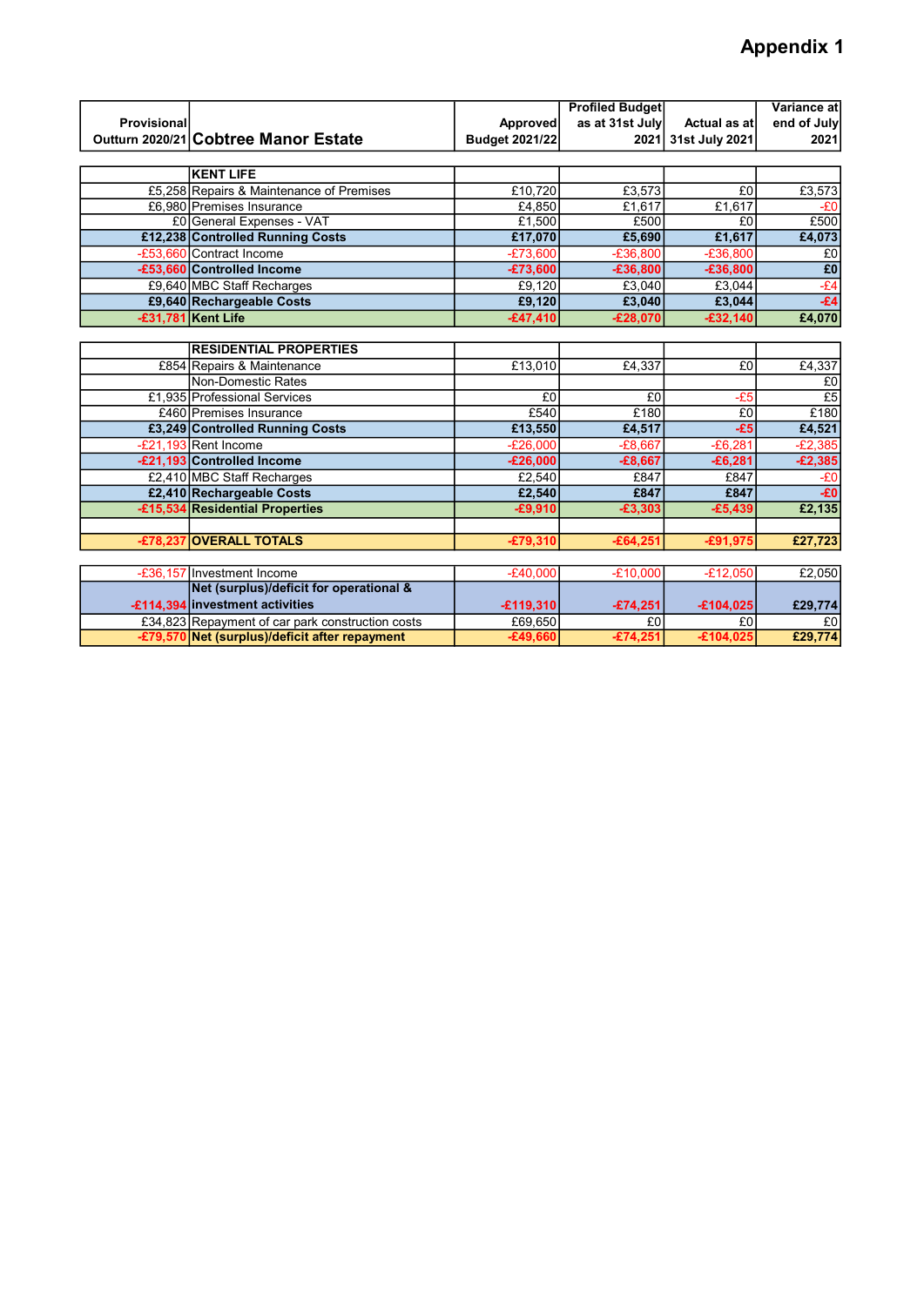# Appendix 1

| Provisional Outturn 2020/21 | Cobtree Manor Estate | Approved Budget 2021/22 | Profiled Budget as at 31st July 2021 | Actual as at 31st July 2021 | Variance at end of July 2021 |
|---|---|---|---|---|---|
| | **KENT LIFE** | | | | |
| £5,258 | Repairs & Maintenance of Premises | £10,720 | £3,573 | £0 | £3,573 |
| £6,980 | Premises Insurance | £4,850 | £1,617 | £1,617 | -£0 |
| £0 | General Expenses - VAT | £1,500 | £500 | £0 | £500 |
| **£12,238** | **Controlled Running Costs** | **£17,070** | **£5,690** | **£1,617** | **£4,073** |
| -£53,660 | Contract Income | -£73,600 | -£36,800 | -£36,800 | £0 |
| **-£53,660** | **Controlled Income** | **-£73,600** | **-£36,800** | **-£36,800** | **£0** |
| £9,640 | MBC Staff Recharges | £9,120 | £3,040 | £3,044 | -£4 |
| **£9,640** | **Rechargeable Costs** | **£9,120** | **£3,040** | **£3,044** | **-£4** |
| **-£31,781** | **Kent Life** | **-£47,410** | **-£28,070** | **-£32,140** | **£4,070** |
| | | | | | |
| | **RESIDENTIAL PROPERTIES** | | | | |
| £854 | Repairs & Maintenance | £13,010 | £4,337 | £0 | £4,337 |
| | Non-Domestic Rates | | | | £0 |
| £1,935 | Professional Services | £0 | £0 | -£5 | £5 |
| £460 | Premises Insurance | £540 | £180 | £0 | £180 |
| **£3,249** | **Controlled Running Costs** | **£13,550** | **£4,517** | **-£5** | **£4,521** |
| -£21,193 | Rent Income | -£26,000 | -£8,667 | -£6,281 | -£2,385 |
| **-£21,193** | **Controlled Income** | **-£26,000** | **-£8,667** | **-£6,281** | **-£2,385** |
| £2,410 | MBC Staff Recharges | £2,540 | £847 | £847 | -£0 |
| **£2,410** | **Rechargeable Costs** | **£2,540** | **£847** | **£847** | **-£0** |
| **-£15,534** | **Residential Properties** | **-£9,910** | **-£3,303** | **-£5,439** | **£2,135** |
| | | | | | |
| **-£78,237** | **OVERALL TOTALS** | **-£79,310** | **-£64,251** | **-£91,975** | **£27,723** |
| | | | | | |
| -£36,157 | Investment Income | -£40,000 | -£10,000 | -£12,050 | £2,050 |
| **-£114,394** | **Net (surplus)/deficit for operational & investment activities** | **-£119,310** | **-£74,251** | **-£104,025** | **£29,774** |
| £34,823 | Repayment of car park construction costs | £69,650 | £0 | £0 | £0 |
| **-£79,570** | **Net (surplus)/deficit after repayment** | **-£49,660** | **-£74,251** | **-£104,025** | **£29,774** |